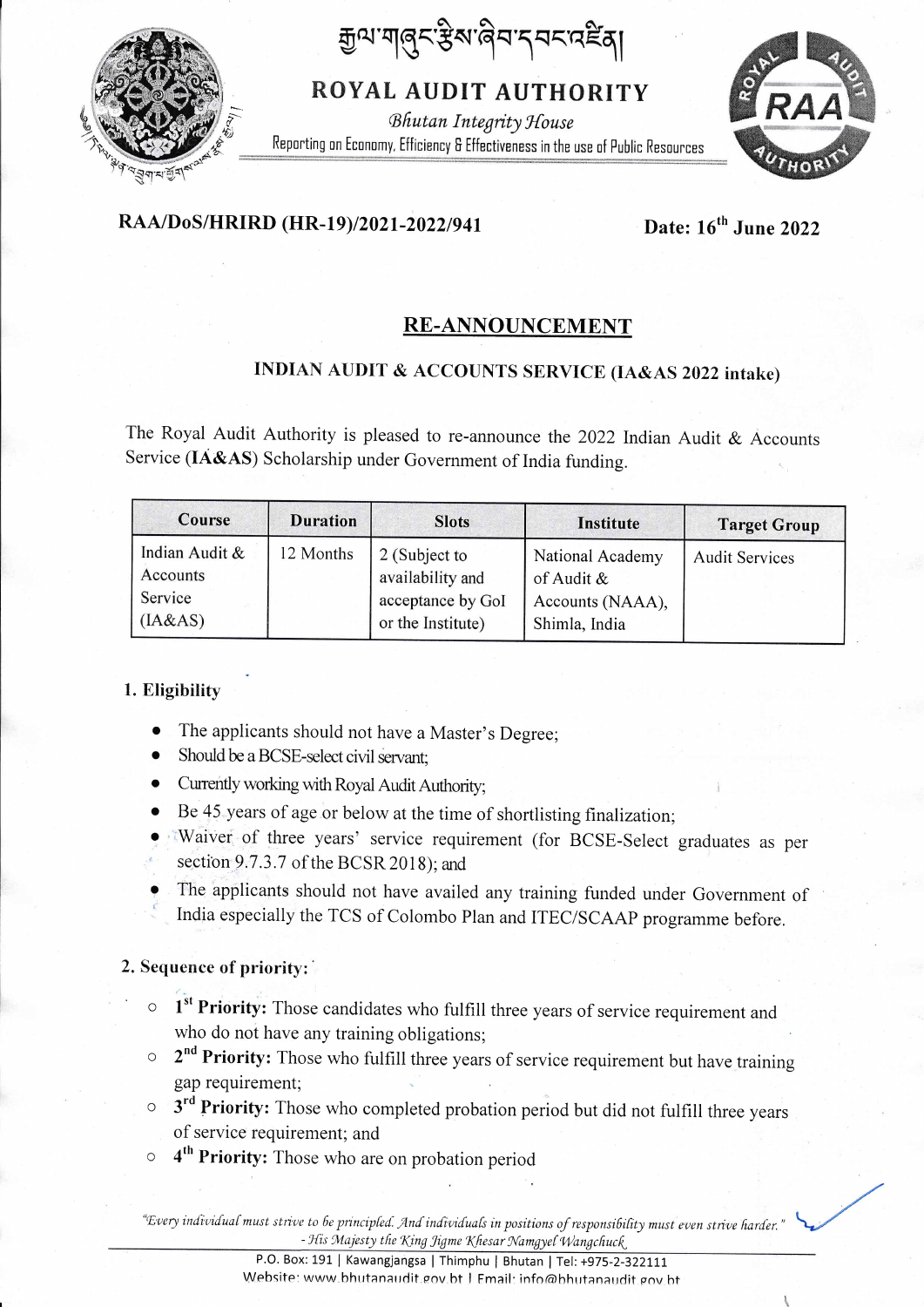རྒྱལ་གཞུང་རྩིས་ཞིབ་དབང་འཛིན།

# ROYAL AUDIT AUTHORITY

*Bhutan Integrity House*

Reporting on Economy, Efficiency & Effectiveness in the use of Public Resources

**RAA/DoS/HRIRD (HR-19)/2021-2022/941** **Date: 16th June 2022**

## RE-ANNOUNCEMENT

### INDIAN AUDIT & ACCOUNTS SERVICE (IA&AS 2022 intake)

The Royal Audit Authority is pleased to re-announce the 2022 Indian Audit & Accounts Service (**IA&AS**) Scholarship under Government of India funding.

| Course | Duration | Slots | Institute | Target Group |
|---|---|---|---|---|
| Indian Audit & Accounts Service (IA&AS) | 12 Months | 2 (Subject to availability and acceptance by GoI or the Institute) | National Academy of Audit & Accounts (NAAA), Shimla, India | Audit Services |

**1. Eligibility**

- The applicants should not have a Master's Degree;
- Should be a BCSE-select civil servant;
- Currently working with Royal Audit Authority;
- Be 45 years of age or below at the time of shortlisting finalization;
- Waiver of three years' service requirement (for BCSE-Select graduates as per section 9.7.3.7 of the BCSR 2018); and
- The applicants should not have availed any training funded under Government of India especially the TCS of Colombo Plan and ITEC/SCAAP programme before.

**2. Sequence of priority:**

- **1st Priority:** Those candidates who fulfill three years of service requirement and who do not have any training obligations;
- **2nd Priority:** Those who fulfill three years of service requirement but have training gap requirement;
- **3rd Priority:** Those who completed probation period but did not fulfill three years of service requirement; and
- **4th Priority:** Those who are on probation period

*"Every individual must strive to be principled. And individuals in positions of responsibility must even strive harder."*
*- His Majesty the King Jigme Khesar Namgyel Wangchuck*

P.O. Box: 191 | Kawangjangsa | Thimphu | Bhutan | Tel: +975-2-322111
Website: www.bhutanaudit.gov.bt | Email: info@bhutanaudit.gov.bt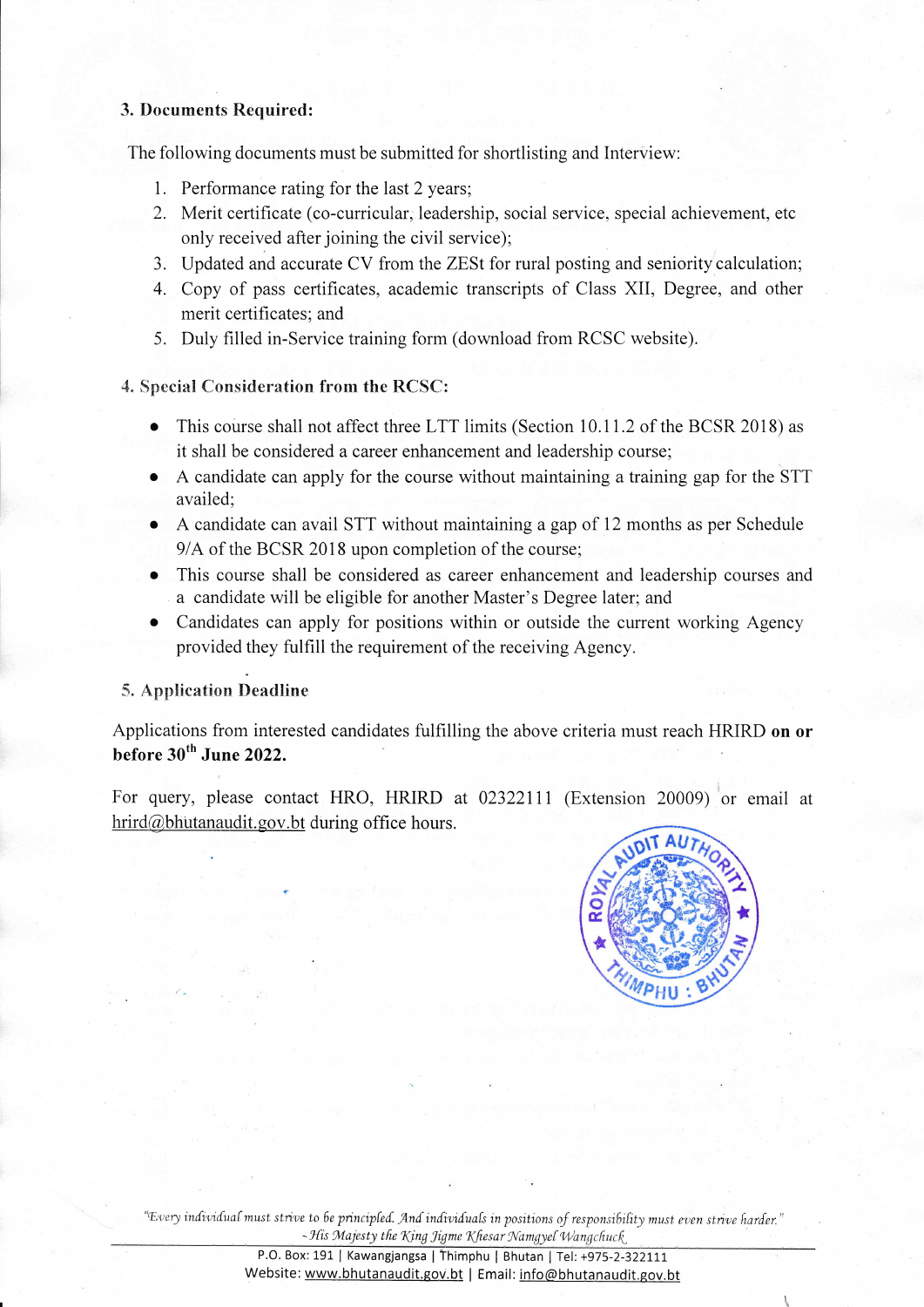### 3. Documents Required:

The following documents must be submitted for shortlisting and Interview:

1. Performance rating for the last 2 years;
2. Merit certificate (co-curricular, leadership, social service, special achievement, etc only received after joining the civil service);
3. Updated and accurate CV from the ZESt for rural posting and seniority calculation;
4. Copy of pass certificates, academic transcripts of Class XII, Degree, and other merit certificates; and
5. Duly filled in-Service training form (download from RCSC website).

### 4. Special Consideration from the RCSC:

- This course shall not affect three LTT limits (Section 10.11.2 of the BCSR 2018) as it shall be considered a career enhancement and leadership course;
- A candidate can apply for the course without maintaining a training gap for the STT availed;
- A candidate can avail STT without maintaining a gap of 12 months as per Schedule 9/A of the BCSR 2018 upon completion of the course;
- This course shall be considered as career enhancement and leadership courses and a candidate will be eligible for another Master's Degree later; and
- Candidates can apply for positions within or outside the current working Agency provided they fulfill the requirement of the receiving Agency.

### 5. Application Deadline

Applications from interested candidates fulfilling the above criteria must reach HRIRD **on or before 30th June 2022.**

For query, please contact HRO, HRIRD at 02322111 (Extension 20009) or email at hrird@bhutanaudit.gov.bt during office hours.

ROYAL AUDIT AUTHORITY THIMPHU : BHUTAN

*"Every individual must strive to be principled. And individuals in positions of responsibility must even strive harder."*
*- His Majesty the King Jigme Khesar Namgyel Wangchuck*

P.O. Box: 191 | Kawangjangsa | Thimphu | Bhutan | Tel: +975-2-322111
Website: www.bhutanaudit.gov.bt | Email: info@bhutanaudit.gov.bt